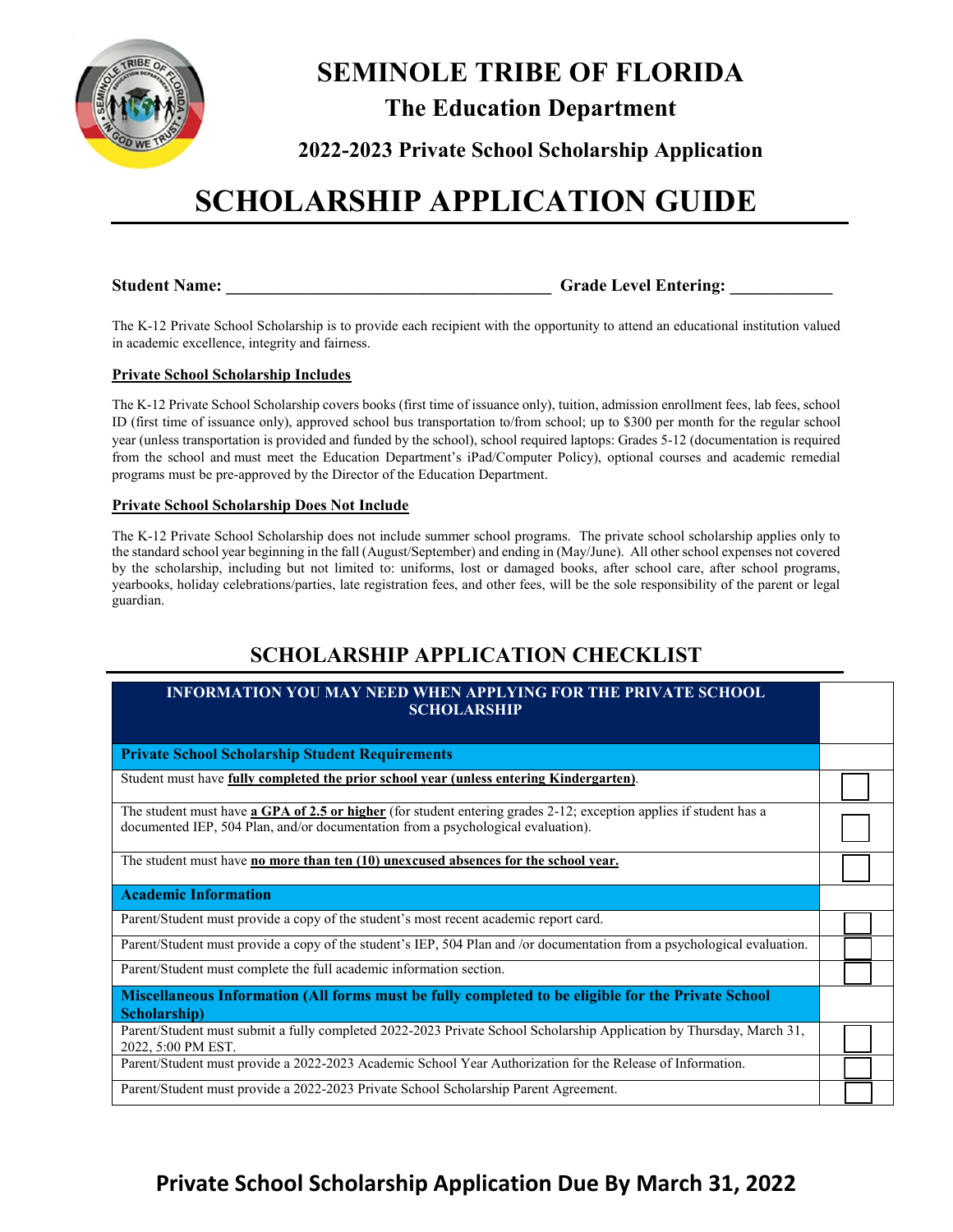# SEMINOLE TRIBE OF FLORIDA

## The Education Department

### 2022-2023 Private School Scholarship Application

# SCHOLARSHIP APPLICATION GUIDE

**Student Name:** ______________________________________ **Grade Level Entering:** ____________

The K-12 Private School Scholarship is to provide each recipient with the opportunity to attend an educational institution valued in academic excellence, integrity and fairness.

**Private School Scholarship Includes**

The K-12 Private School Scholarship covers books (first time of issuance only), tuition, admission enrollment fees, lab fees, school ID (first time of issuance only), approved school bus transportation to/from school; up to $300 per month for the regular school year (unless transportation is provided and funded by the school), school required laptops: Grades 5-12 (documentation is required from the school and must meet the Education Department's iPad/Computer Policy), optional courses and academic remedial programs must be pre-approved by the Director of the Education Department.

**Private School Scholarship Does Not Include**

The K-12 Private School Scholarship does not include summer school programs. The private school scholarship applies only to the standard school year beginning in the fall (August/September) and ending in (May/June). All other school expenses not covered by the scholarship, including but not limited to: uniforms, lost or damaged books, after school care, after school programs, yearbooks, holiday celebrations/parties, late registration fees, and other fees, will be the sole responsibility of the parent or legal guardian.

## SCHOLARSHIP APPLICATION CHECKLIST

| INFORMATION YOU MAY NEED WHEN APPLYING FOR THE PRIVATE SCHOOL SCHOLARSHIP | |
|---|---|
| **Private School Scholarship Student Requirements** | |
| Student must have **fully completed the prior school year (unless entering Kindergarten)**. | ☐ |
| The student must have **a GPA of 2.5 or higher** (for student entering grades 2-12; exception applies if student has a documented IEP, 504 Plan, and/or documentation from a psychological evaluation). | ☐ |
| The student must have **no more than ten (10) unexcused absences for the school year.** | ☐ |
| **Academic Information** | |
| Parent/Student must provide a copy of the student's most recent academic report card. | ☐ |
| Parent/Student must provide a copy of the student's IEP, 504 Plan and /or documentation from a psychological evaluation. | ☐ |
| Parent/Student must complete the full academic information section. | ☐ |
| **Miscellaneous Information (All forms must be fully completed to be eligible for the Private School Scholarship)** | |
| Parent/Student must submit a fully completed 2022-2023 Private School Scholarship Application by Thursday, March 31, 2022, 5:00 PM EST. | ☐ |
| Parent/Student must provide a 2022-2023 Academic School Year Authorization for the Release of Information. | ☐ |
| Parent/Student must provide a 2022-2023 Private School Scholarship Parent Agreement. | ☐ |

**Private School Scholarship Application Due By March 31, 2022**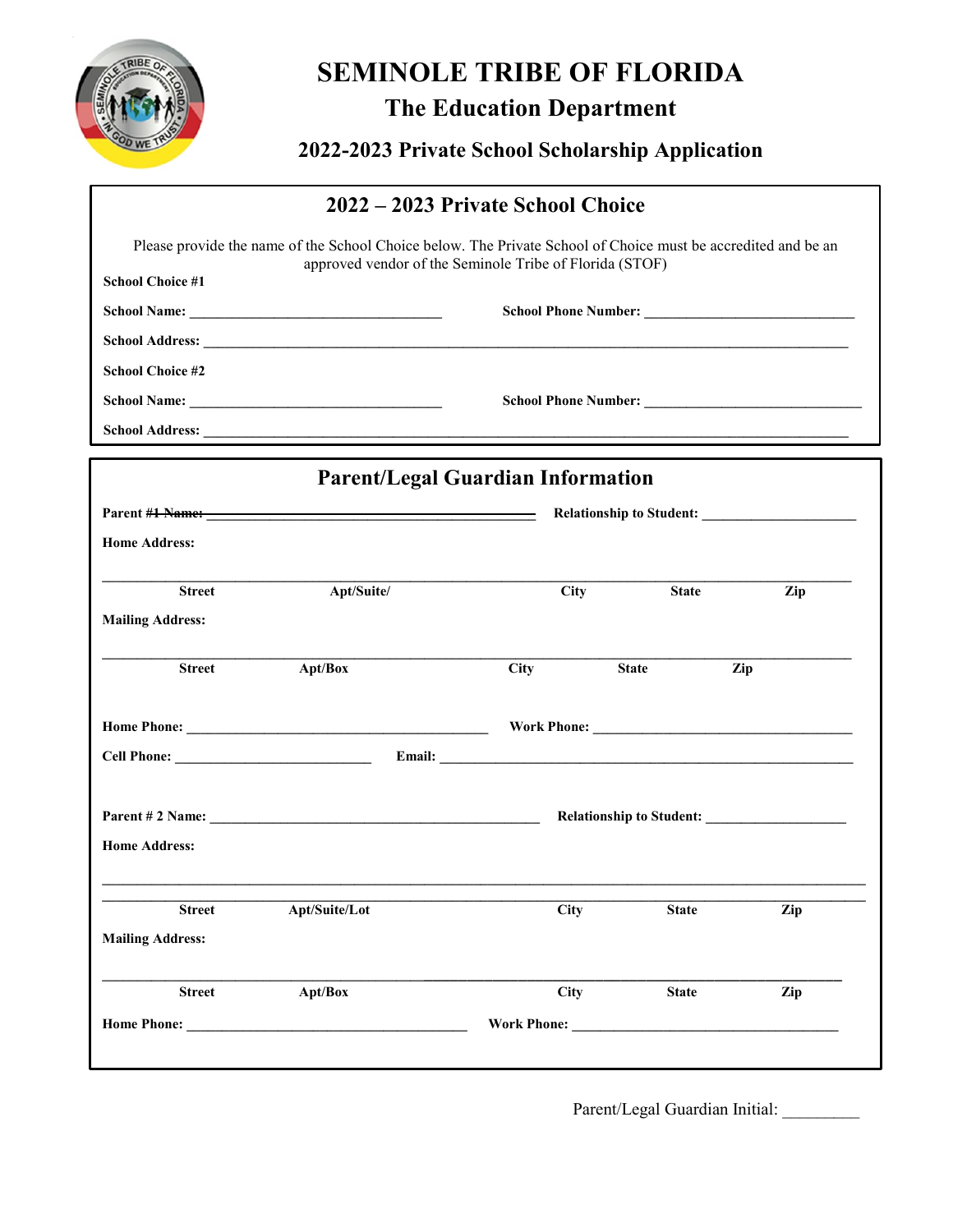# SEMINOLE TRIBE OF FLORIDA

## The Education Department

### 2022-2023 Private School Scholarship Application

## 2022 – 2023 Private School Choice

Please provide the name of the School Choice below. The Private School of Choice must be accredited and be an approved vendor of the Seminole Tribe of Florida (STOF)

**School Choice #1**

**School Name:** ______________________ **School Phone Number:** ______________________

**School Address:** ____________________________________________

**School Choice #2**

**School Name:** ______________________ **School Phone Number:** ______________________

**School Address:** ____________________________________________

## Parent/Legal Guardian Information

**Parent #~~1 Name:~~** ______________________ **Relationship to Student:** ______________________

**Home Address:**

____________________________________________

**Street** **Apt/Suite/** **City** **State** **Zip**

**Mailing Address:**

____________________________________________

**Street** **Apt/Box** **City** **State** **Zip**

**Home Phone:** ______________________ **Work Phone:** ______________________

**Cell Phone:** ______________________ **Email:** ______________________

**Parent # 2 Name:** ______________________ **Relationship to Student:** ______________________

**Home Address:**

____________________________________________

**Street** **Apt/Suite/Lot** **City** **State** **Zip**

**Mailing Address:**

____________________________________________

**Street** **Apt/Box** **City** **State** **Zip**

**Home Phone:** ______________________ **Work Phone:** ______________________

Parent/Legal Guardian Initial: _________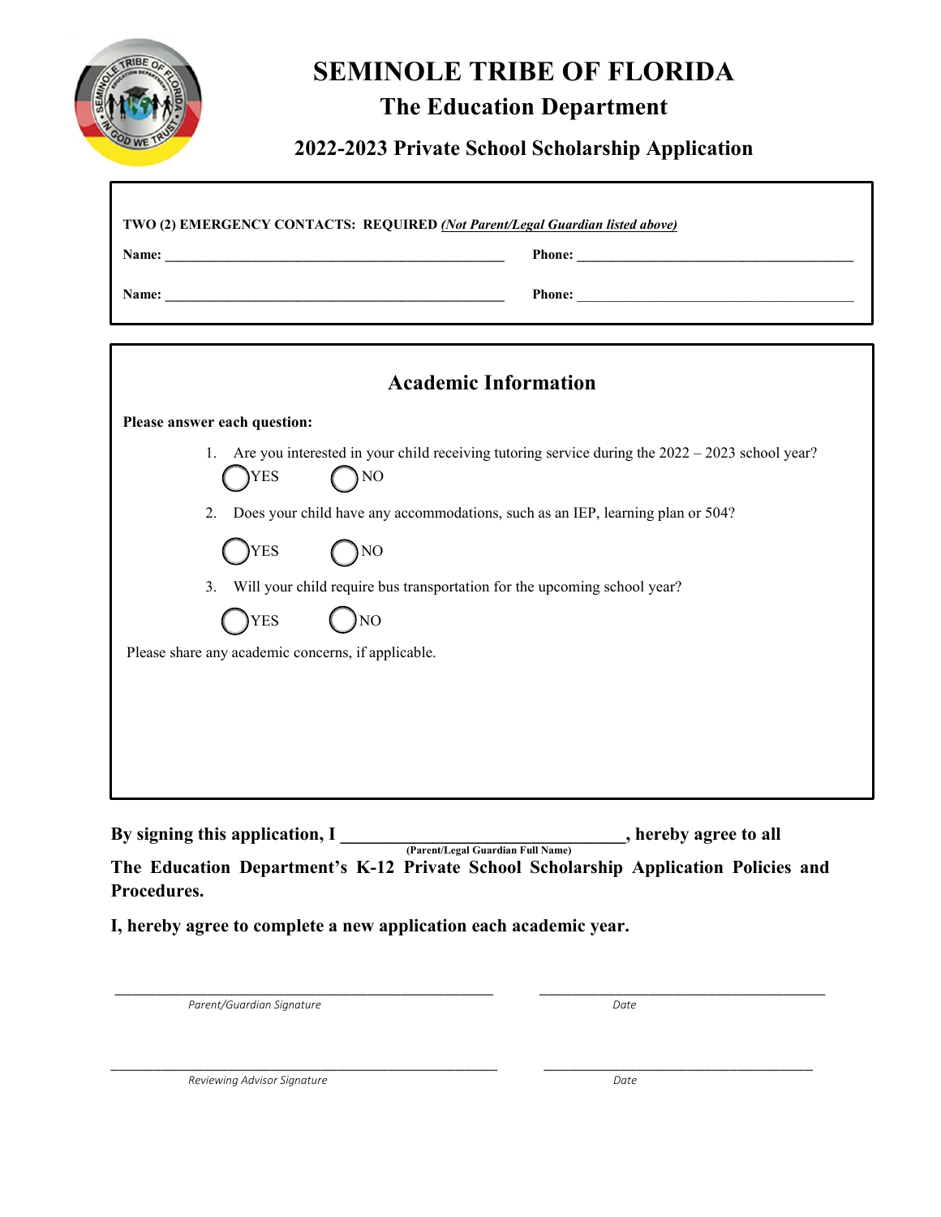# SEMINOLE TRIBE OF FLORIDA

## The Education Department

### 2022-2023 Private School Scholarship Application

**TWO (2) EMERGENCY CONTACTS: REQUIRED** ***(Not Parent/Legal Guardian listed above)***

**Name:** ________________________________________ **Phone:** ________________________________

**Name:** ________________________________________ **Phone:** ________________________________

## Academic Information

**Please answer each question:**

1. Are you interested in your child receiving tutoring service during the 2022 – 2023 school year?

   ◯ YES ◯ NO

2. Does your child have any accommodations, such as an IEP, learning plan or 504?

   ◯ YES ◯ NO

3. Will your child require bus transportation for the upcoming school year?

   ◯ YES ◯ NO

Please share any academic concerns, if applicable.

**By signing this application, I ______________________________, hereby agree to all**
**(Parent/Legal Guardian Full Name)**
**The Education Department's K-12 Private School Scholarship Application Policies and Procedures.**

**I, hereby agree to complete a new application each academic year.**

________________________________________ ________________________________
*Parent/Guardian Signature* *Date*

________________________________________ ________________________________
*Reviewing Advisor Signature* *Date*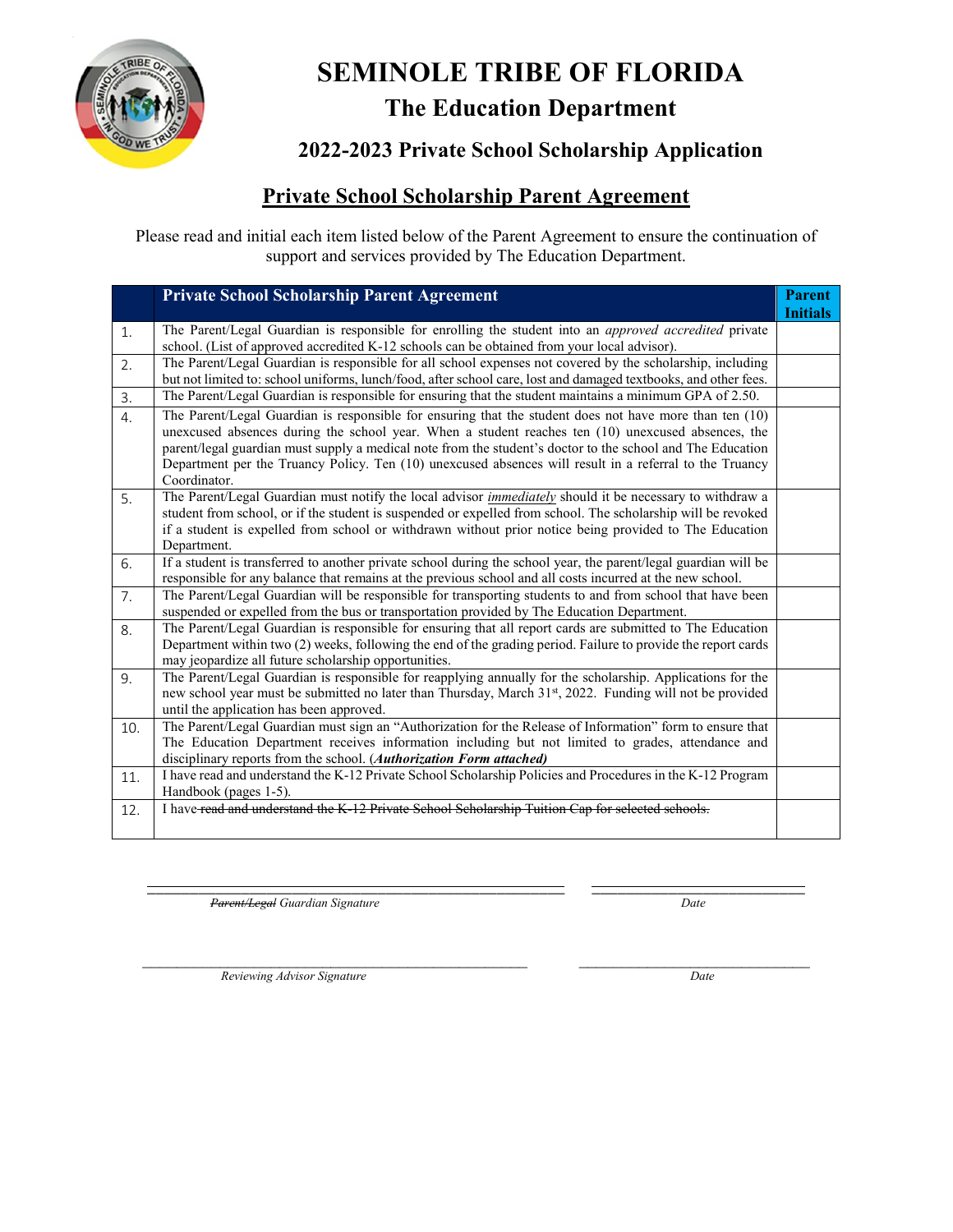# SEMINOLE TRIBE OF FLORIDA

## The Education Department

### 2022-2023 Private School Scholarship Application

## Private School Scholarship Parent Agreement

Please read and initial each item listed below of the Parent Agreement to ensure the continuation of support and services provided by The Education Department.

| | **Private School Scholarship Parent Agreement** | **Parent Initials** |
|---|---|---|
| 1. | The Parent/Legal Guardian is responsible for enrolling the student into an *approved accredited* private school. (List of approved accredited K-12 schools can be obtained from your local advisor). | |
| 2. | The Parent/Legal Guardian is responsible for all school expenses not covered by the scholarship, including but not limited to: school uniforms, lunch/food, after school care, lost and damaged textbooks, and other fees. | |
| 3. | The Parent/Legal Guardian is responsible for ensuring that the student maintains a minimum GPA of 2.50. | |
| 4. | The Parent/Legal Guardian is responsible for ensuring that the student does not have more than ten (10) unexcused absences during the school year. When a student reaches ten (10) unexcused absences, the parent/legal guardian must supply a medical note from the student's doctor to the school and The Education Department per the Truancy Policy. Ten (10) unexcused absences will result in a referral to the Truancy Coordinator. | |
| 5. | The Parent/Legal Guardian must notify the local advisor ***immediately*** should it be necessary to withdraw a student from school, or if the student is suspended or expelled from school. The scholarship will be revoked if a student is expelled from school or withdrawn without prior notice being provided to The Education Department. | |
| 6. | If a student is transferred to another private school during the school year, the parent/legal guardian will be responsible for any balance that remains at the previous school and all costs incurred at the new school. | |
| 7. | The Parent/Legal Guardian will be responsible for transporting students to and from school that have been suspended or expelled from the bus or transportation provided by The Education Department. | |
| 8. | The Parent/Legal Guardian is responsible for ensuring that all report cards are submitted to The Education Department within two (2) weeks, following the end of the grading period. Failure to provide the report cards may jeopardize all future scholarship opportunities. | |
| 9. | The Parent/Legal Guardian is responsible for reapplying annually for the scholarship. Applications for the new school year must be submitted no later than Thursday, March 31st, 2022. Funding will not be provided until the application has been approved. | |
| 10. | The Parent/Legal Guardian must sign an "Authorization for the Release of Information" form to ensure that The Education Department receives information including but not limited to grades, attendance and disciplinary reports from the school. (***Authorization Form attached)*** | |
| 11. | I have read and understand the K-12 Private School Scholarship Policies and Procedures in the K-12 Program Handbook (pages 1-5). | |
| 12. | I have ~~read and understand the K-12 Private School Scholarship Tuition Cap for selected schools.~~ | |

\_\_\_\_\_\_\_\_\_\_\_\_\_\_\_\_\_\_\_\_\_\_\_\_\_\_\_\_\_\_\_\_\_\_\_\_\_\_\_\_ \_\_\_\_\_\_\_\_\_\_\_\_\_\_\_\_\_\_\_\_\_\_\_\_

*~~Parent/Legal~~ Guardian Signature* *Date*

\_\_\_\_\_\_\_\_\_\_\_\_\_\_\_\_\_\_\_\_\_\_\_\_\_\_\_\_\_\_\_\_\_\_\_\_\_\_\_\_ \_\_\_\_\_\_\_\_\_\_\_\_\_\_\_\_\_\_\_\_\_\_\_\_

*Reviewing Advisor Signature* *Date*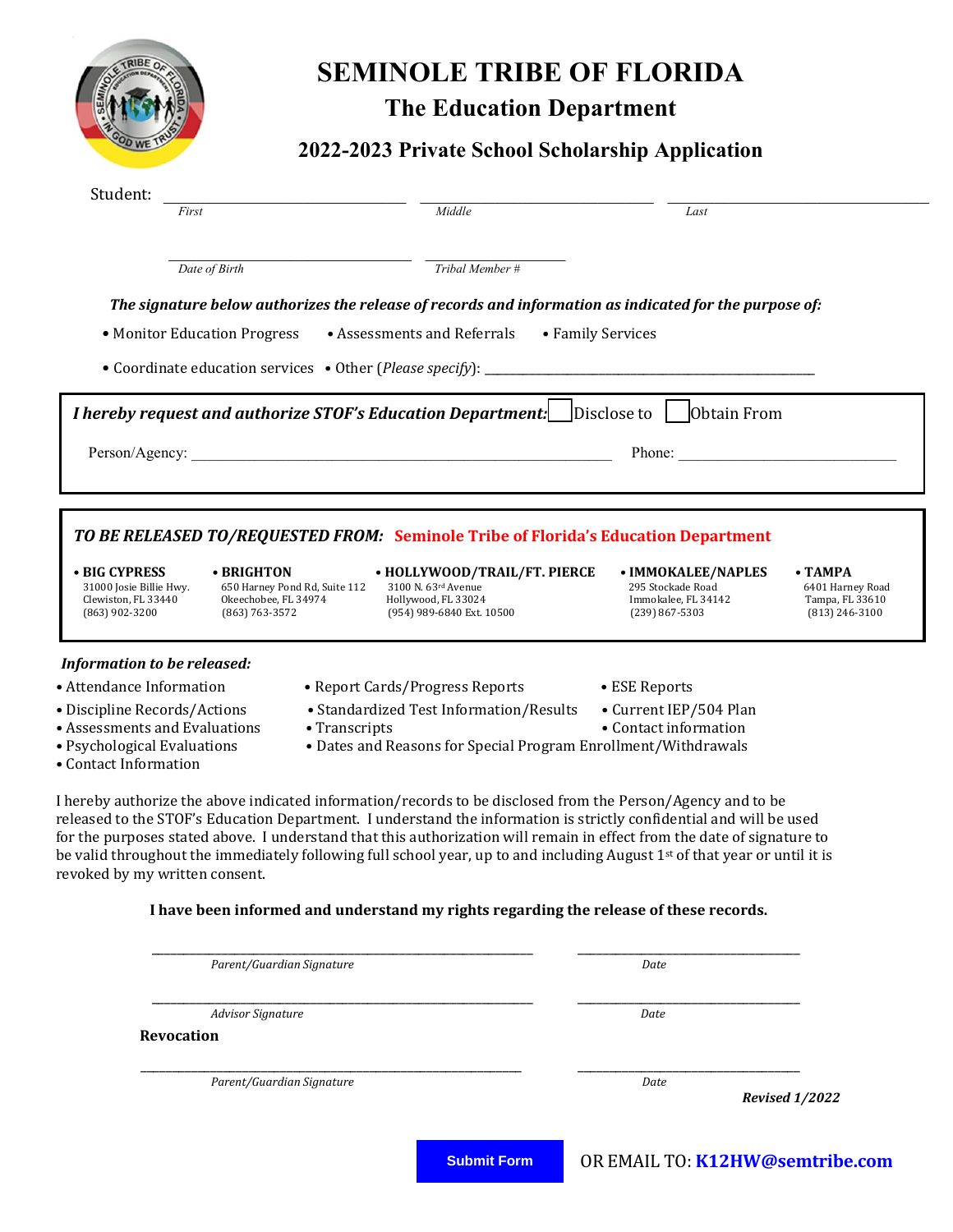# SEMINOLE TRIBE OF FLORIDA

## The Education Department

### 2022-2023 Private School Scholarship Application

Student: ______________________ ______________________ ______________________

*First* *Middle* *Last*

______________________ ______________________

*Date of Birth* *Tribal Member #*

***The signature below authorizes the release of records and information as indicated for the purpose of:***

- Monitor Education Progress
- Assessments and Referrals
- Family Services
- Coordinate education services
- Other (*Please specify*): ______________________

***I hereby request and authorize STOF's Education Department:*** ☐ Disclose to ☐ Obtain From

Person/Agency: ______________________ Phone: ______________________

***TO BE RELEASED TO/REQUESTED FROM:*** **Seminole Tribe of Florida's Education Department**

- **BIG CYPRESS**
  31000 Josie Billie Hwy.
  Clewiston, FL 33440
  (863) 902-3200
- **BRIGHTON**
  650 Harney Pond Rd, Suite 112
  Okeechobee, FL 34974
  (863) 763-3572
- **HOLLYWOOD/TRAIL/FT. PIERCE**
  3100 N. 63rd Avenue
  Hollywood, FL 33024
  (954) 989-6840 Ext. 10500
- **IMMOKALEE/NAPLES**
  295 Stockade Road
  Immokalee, FL 34142
  (239) 867-5303
- **TAMPA**
  6401 Harney Road
  Tampa, FL 33610
  (813) 246-3100

***Information to be released:***

- Attendance Information
- Discipline Records/Actions
- Assessments and Evaluations
- Psychological Evaluations
- Contact Information
- Report Cards/Progress Reports
- Standardized Test Information/Results
- Transcripts
- Dates and Reasons for Special Program Enrollment/Withdrawals
- ESE Reports
- Current IEP/504 Plan
- Contact information

I hereby authorize the above indicated information/records to be disclosed from the Person/Agency and to be released to the STOF's Education Department. I understand the information is strictly confidential and will be used for the purposes stated above. I understand that this authorization will remain in effect from the date of signature to be valid throughout the immediately following full school year, up to and including August 1st of that year or until it is revoked by my written consent.

**I have been informed and understand my rights regarding the release of these records.**

______________________ ______________________

*Parent/Guardian Signature* *Date*

______________________ ______________________

*Advisor Signature* *Date*

**Revocation**

______________________ ______________________

*Parent/Guardian Signature* *Date*

***Revised 1/2022***

Submit Form OR EMAIL TO: **K12HW@semtribe.com**